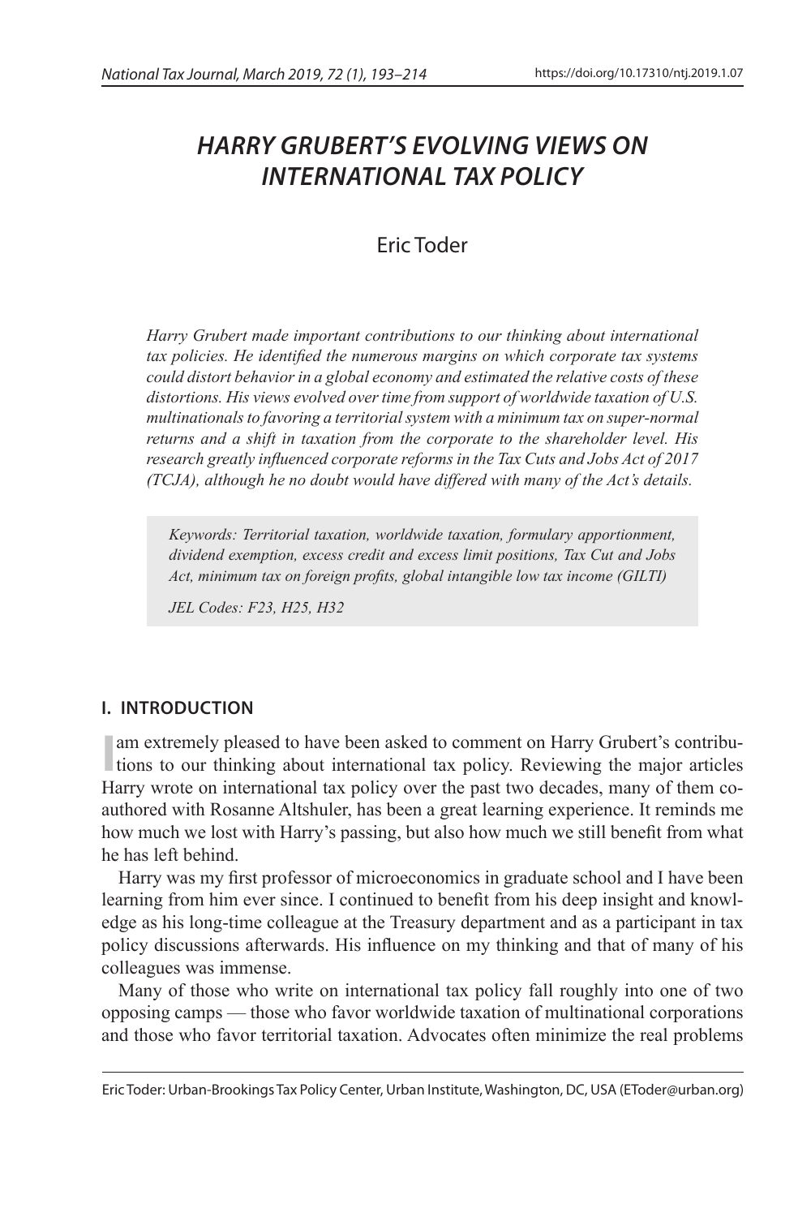# *HARRY GRUBERT'S EVOLVING VIEWS ON INTERNATIONAL TAX POLICY*

Eric Toder

*Harry Grubert made important contributions to our thinking about international tax policies. He identified the numerous margins on which corporate tax systems could distort behavior in a global economy and estimated the relative costs of these distortions. His views evolved over time from support of worldwide taxation of U.S. multinationals to favoring a territorial system with a minimum tax on super-normal returns and a shift in taxation from the corporate to the shareholder level. His research greatly influenced corporate reforms in the Tax Cuts and Jobs Act of 2017 (TCJA), although he no doubt would have differed with many of the Act's details.*

*Keywords: Territorial taxation, worldwide taxation, formulary apportionment, dividend exemption, excess credit and excess limit positions, Tax Cut and Jobs Act, minimum tax on foreign profits, global intangible low tax income (GILTI)*

*JEL Codes: F23, H25, H32*

## I. INTRODUCTION

I am extremely pleased to have been asked to comment on Harry Grubert's contributions to our thinking about international tax policy. Reviewing the major articles Harry wrote on international tax policy over the past two decades, many of them co-authored with Rosanne Altshuler, has been a great learning experience. It reminds me how much we lost with Harry's passing, but also how much we still benefit from what he has left behind.

Harry was my first professor of microeconomics in graduate school and I have been learning from him ever since. I continued to benefit from his deep insight and knowledge as his long-time colleague at the Treasury department and as a participant in tax policy discussions afterwards. His influence on my thinking and that of many of his colleagues was immense.

Many of those who write on international tax policy fall roughly into one of two opposing camps — those who favor worldwide taxation of multinational corporations and those who favor territorial taxation. Advocates often minimize the real problems

Eric Toder: Urban-Brookings Tax Policy Center, Urban Institute, Washington, DC, USA (EToder@urban.org)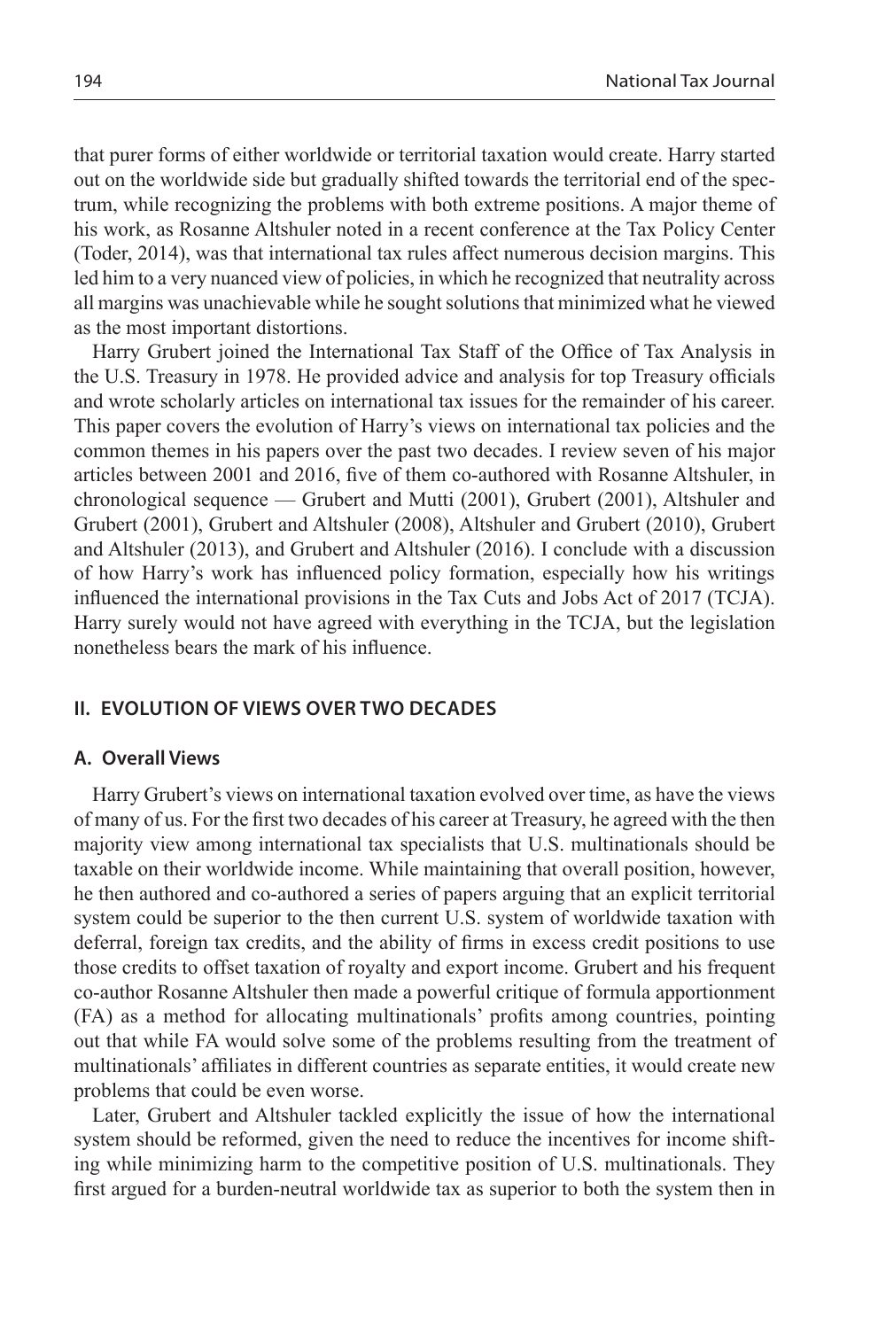that purer forms of either worldwide or territorial taxation would create. Harry started out on the worldwide side but gradually shifted towards the territorial end of the spectrum, while recognizing the problems with both extreme positions. A major theme of his work, as Rosanne Altshuler noted in a recent conference at the Tax Policy Center (Toder, 2014), was that international tax rules affect numerous decision margins. This led him to a very nuanced view of policies, in which he recognized that neutrality across all margins was unachievable while he sought solutions that minimized what he viewed as the most important distortions.

Harry Grubert joined the International Tax Staff of the Office of Tax Analysis in the U.S. Treasury in 1978. He provided advice and analysis for top Treasury officials and wrote scholarly articles on international tax issues for the remainder of his career. This paper covers the evolution of Harry's views on international tax policies and the common themes in his papers over the past two decades. I review seven of his major articles between 2001 and 2016, five of them co-authored with Rosanne Altshuler, in chronological sequence — Grubert and Mutti (2001), Grubert (2001), Altshuler and Grubert (2001), Grubert and Altshuler (2008), Altshuler and Grubert (2010), Grubert and Altshuler (2013), and Grubert and Altshuler (2016). I conclude with a discussion of how Harry's work has influenced policy formation, especially how his writings influenced the international provisions in the Tax Cuts and Jobs Act of 2017 (TCJA). Harry surely would not have agreed with everything in the TCJA, but the legislation nonetheless bears the mark of his influence.

## II. EVOLUTION OF VIEWS OVER TWO DECADES

### A. Overall Views

Harry Grubert's views on international taxation evolved over time, as have the views of many of us. For the first two decades of his career at Treasury, he agreed with the then majority view among international tax specialists that U.S. multinationals should be taxable on their worldwide income. While maintaining that overall position, however, he then authored and co-authored a series of papers arguing that an explicit territorial system could be superior to the then current U.S. system of worldwide taxation with deferral, foreign tax credits, and the ability of firms in excess credit positions to use those credits to offset taxation of royalty and export income. Grubert and his frequent co-author Rosanne Altshuler then made a powerful critique of formula apportionment (FA) as a method for allocating multinationals' profits among countries, pointing out that while FA would solve some of the problems resulting from the treatment of multinationals' affiliates in different countries as separate entities, it would create new problems that could be even worse.

Later, Grubert and Altshuler tackled explicitly the issue of how the international system should be reformed, given the need to reduce the incentives for income shifting while minimizing harm to the competitive position of U.S. multinationals. They first argued for a burden-neutral worldwide tax as superior to both the system then in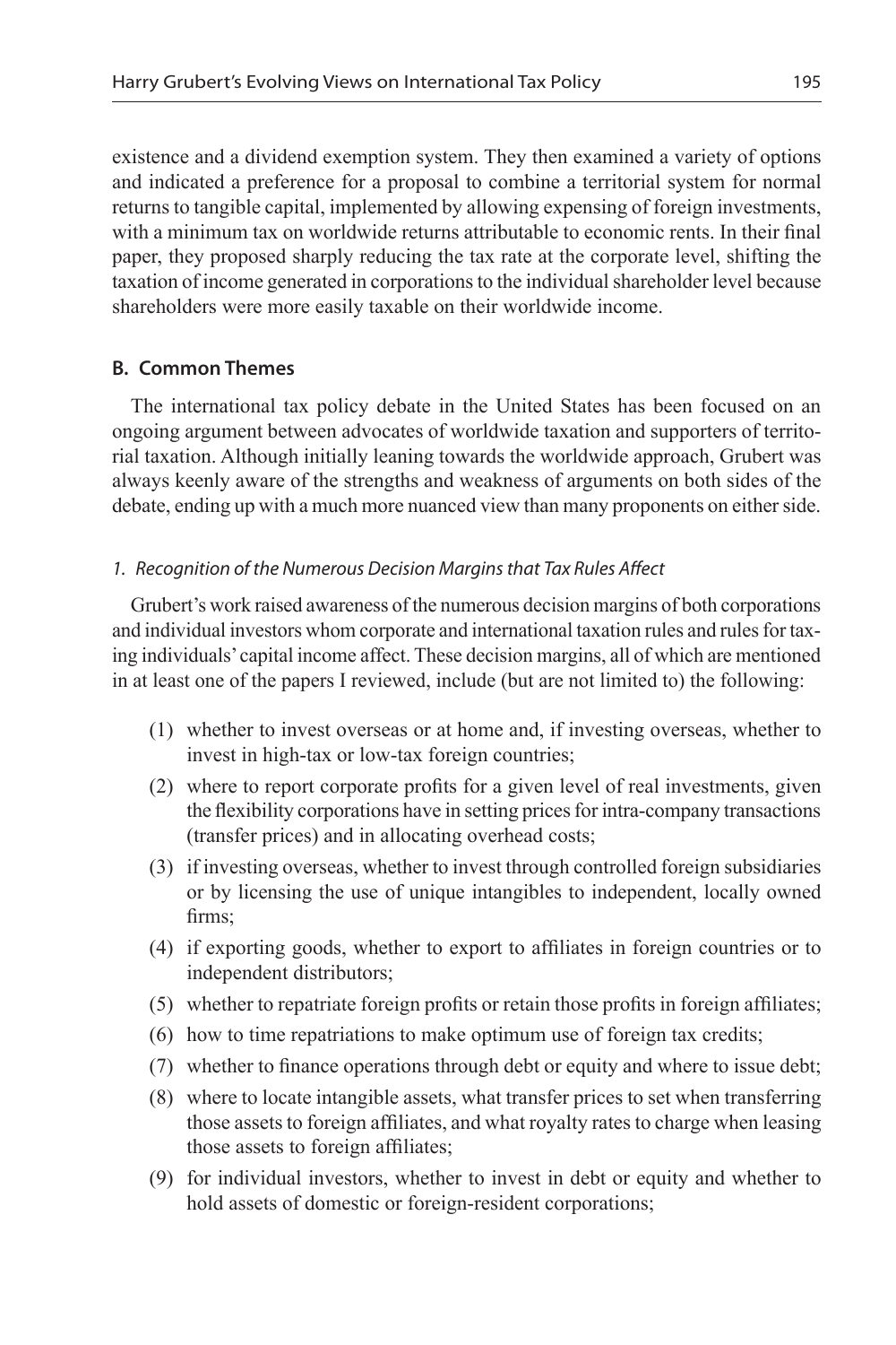existence and a dividend exemption system. They then examined a variety of options and indicated a preference for a proposal to combine a territorial system for normal returns to tangible capital, implemented by allowing expensing of foreign investments, with a minimum tax on worldwide returns attributable to economic rents. In their final paper, they proposed sharply reducing the tax rate at the corporate level, shifting the taxation of income generated in corporations to the individual shareholder level because shareholders were more easily taxable on their worldwide income.

### B. Common Themes

The international tax policy debate in the United States has been focused on an ongoing argument between advocates of worldwide taxation and supporters of territorial taxation. Although initially leaning towards the worldwide approach, Grubert was always keenly aware of the strengths and weakness of arguments on both sides of the debate, ending up with a much more nuanced view than many proponents on either side.

#### *1. Recognition of the Numerous Decision Margins that Tax Rules Affect*

Grubert's work raised awareness of the numerous decision margins of both corporations and individual investors whom corporate and international taxation rules and rules for taxing individuals' capital income affect. These decision margins, all of which are mentioned in at least one of the papers I reviewed, include (but are not limited to) the following:

(1) whether to invest overseas or at home and, if investing overseas, whether to invest in high-tax or low-tax foreign countries;

(2) where to report corporate profits for a given level of real investments, given the flexibility corporations have in setting prices for intra-company transactions (transfer prices) and in allocating overhead costs;

(3) if investing overseas, whether to invest through controlled foreign subsidiaries or by licensing the use of unique intangibles to independent, locally owned firms;

(4) if exporting goods, whether to export to affiliates in foreign countries or to independent distributors;

(5) whether to repatriate foreign profits or retain those profits in foreign affiliates;

(6) how to time repatriations to make optimum use of foreign tax credits;

(7) whether to finance operations through debt or equity and where to issue debt;

(8) where to locate intangible assets, what transfer prices to set when transferring those assets to foreign affiliates, and what royalty rates to charge when leasing those assets to foreign affiliates;

(9) for individual investors, whether to invest in debt or equity and whether to hold assets of domestic or foreign-resident corporations;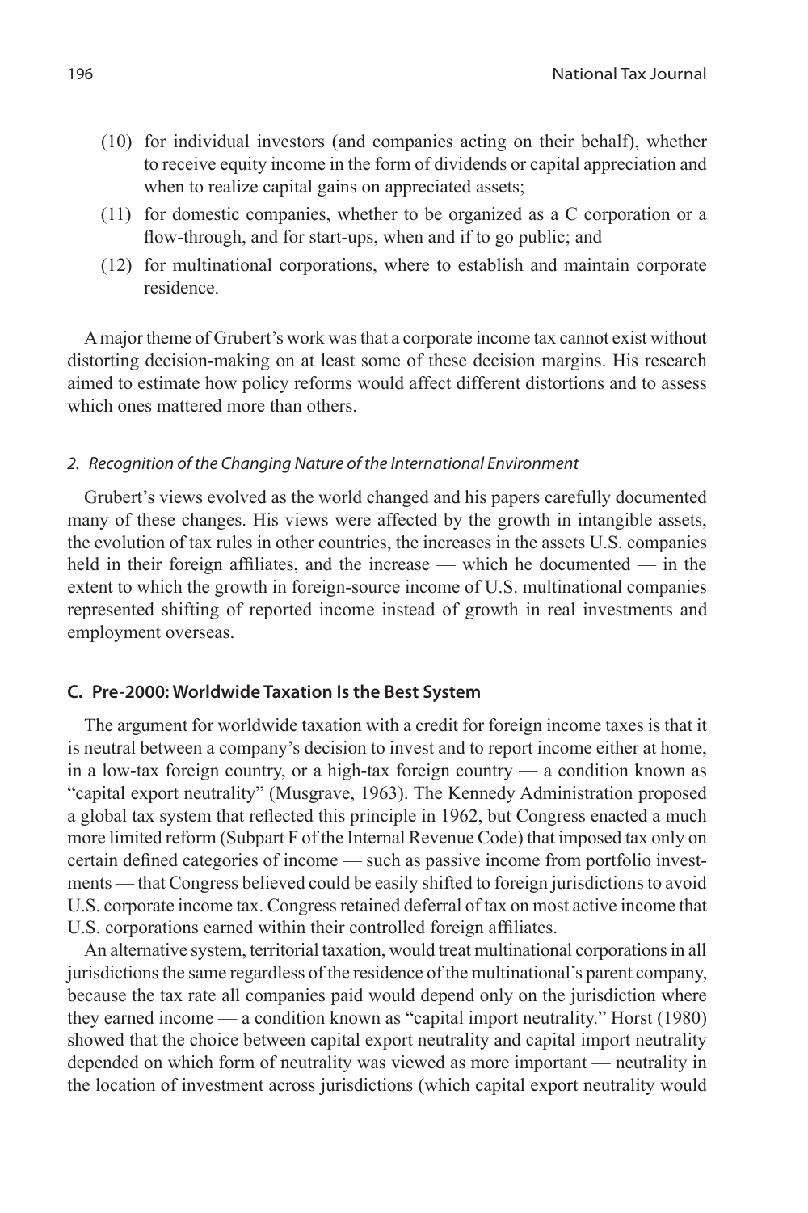(10) for individual investors (and companies acting on their behalf), whether to receive equity income in the form of dividends or capital appreciation and when to realize capital gains on appreciated assets;

(11) for domestic companies, whether to be organized as a C corporation or a flow-through, and for start-ups, when and if to go public; and

(12) for multinational corporations, where to establish and maintain corporate residence.

A major theme of Grubert's work was that a corporate income tax cannot exist without distorting decision-making on at least some of these decision margins. His research aimed to estimate how policy reforms would affect different distortions and to assess which ones mattered more than others.

#### *2. Recognition of the Changing Nature of the International Environment*

Grubert's views evolved as the world changed and his papers carefully documented many of these changes. His views were affected by the growth in intangible assets, the evolution of tax rules in other countries, the increases in the assets U.S. companies held in their foreign affiliates, and the increase — which he documented — in the extent to which the growth in foreign-source income of U.S. multinational companies represented shifting of reported income instead of growth in real investments and employment overseas.

### **C. Pre-2000: Worldwide Taxation Is the Best System**

The argument for worldwide taxation with a credit for foreign income taxes is that it is neutral between a company's decision to invest and to report income either at home, in a low-tax foreign country, or a high-tax foreign country — a condition known as "capital export neutrality" (Musgrave, 1963). The Kennedy Administration proposed a global tax system that reflected this principle in 1962, but Congress enacted a much more limited reform (Subpart F of the Internal Revenue Code) that imposed tax only on certain defined categories of income — such as passive income from portfolio investments — that Congress believed could be easily shifted to foreign jurisdictions to avoid U.S. corporate income tax. Congress retained deferral of tax on most active income that U.S. corporations earned within their controlled foreign affiliates.

An alternative system, territorial taxation, would treat multinational corporations in all jurisdictions the same regardless of the residence of the multinational's parent company, because the tax rate all companies paid would depend only on the jurisdiction where they earned income — a condition known as "capital import neutrality." Horst (1980) showed that the choice between capital export neutrality and capital import neutrality depended on which form of neutrality was viewed as more important — neutrality in the location of investment across jurisdictions (which capital export neutrality would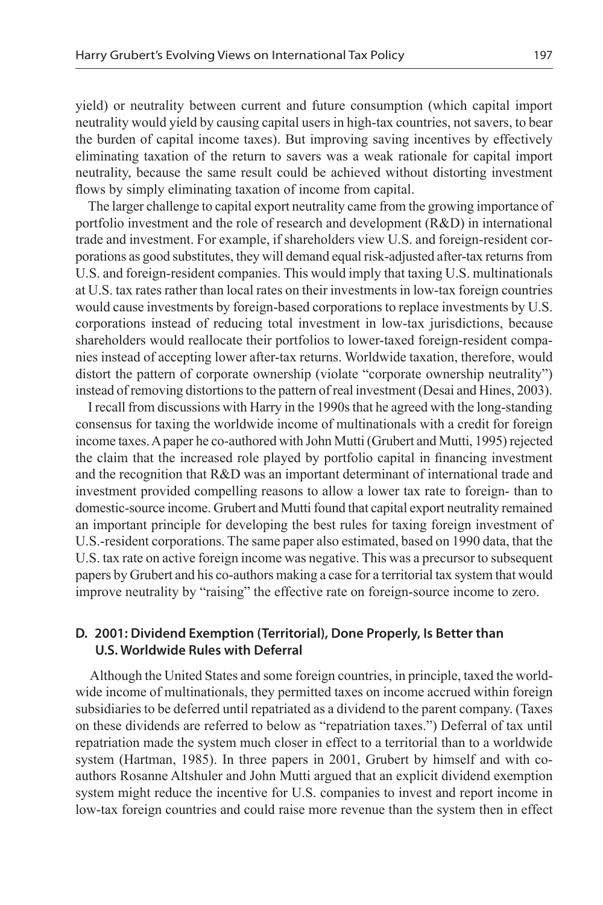yield) or neutrality between current and future consumption (which capital import neutrality would yield by causing capital users in high-tax countries, not savers, to bear the burden of capital income taxes). But improving saving incentives by effectively eliminating taxation of the return to savers was a weak rationale for capital import neutrality, because the same result could be achieved without distorting investment flows by simply eliminating taxation of income from capital.

The larger challenge to capital export neutrality came from the growing importance of portfolio investment and the role of research and development (R&D) in international trade and investment. For example, if shareholders view U.S. and foreign-resident corporations as good substitutes, they will demand equal risk-adjusted after-tax returns from U.S. and foreign-resident companies. This would imply that taxing U.S. multinationals at U.S. tax rates rather than local rates on their investments in low-tax foreign countries would cause investments by foreign-based corporations to replace investments by U.S. corporations instead of reducing total investment in low-tax jurisdictions, because shareholders would reallocate their portfolios to lower-taxed foreign-resident companies instead of accepting lower after-tax returns. Worldwide taxation, therefore, would distort the pattern of corporate ownership (violate "corporate ownership neutrality") instead of removing distortions to the pattern of real investment (Desai and Hines, 2003).

I recall from discussions with Harry in the 1990s that he agreed with the long-standing consensus for taxing the worldwide income of multinationals with a credit for foreign income taxes. A paper he co-authored with John Mutti (Grubert and Mutti, 1995) rejected the claim that the increased role played by portfolio capital in financing investment and the recognition that R&D was an important determinant of international trade and investment provided compelling reasons to allow a lower tax rate to foreign- than to domestic-source income. Grubert and Mutti found that capital export neutrality remained an important principle for developing the best rules for taxing foreign investment of U.S.-resident corporations. The same paper also estimated, based on 1990 data, that the U.S. tax rate on active foreign income was negative. This was a precursor to subsequent papers by Grubert and his co-authors making a case for a territorial tax system that would improve neutrality by "raising" the effective rate on foreign-source income to zero.

## D. 2001: Dividend Exemption (Territorial), Done Properly, Is Better than U.S. Worldwide Rules with Deferral

Although the United States and some foreign countries, in principle, taxed the worldwide income of multinationals, they permitted taxes on income accrued within foreign subsidiaries to be deferred until repatriated as a dividend to the parent company. (Taxes on these dividends are referred to below as "repatriation taxes.") Deferral of tax until repatriation made the system much closer in effect to a territorial than to a worldwide system (Hartman, 1985). In three papers in 2001, Grubert by himself and with co-authors Rosanne Altshuler and John Mutti argued that an explicit dividend exemption system might reduce the incentive for U.S. companies to invest and report income in low-tax foreign countries and could raise more revenue than the system then in effect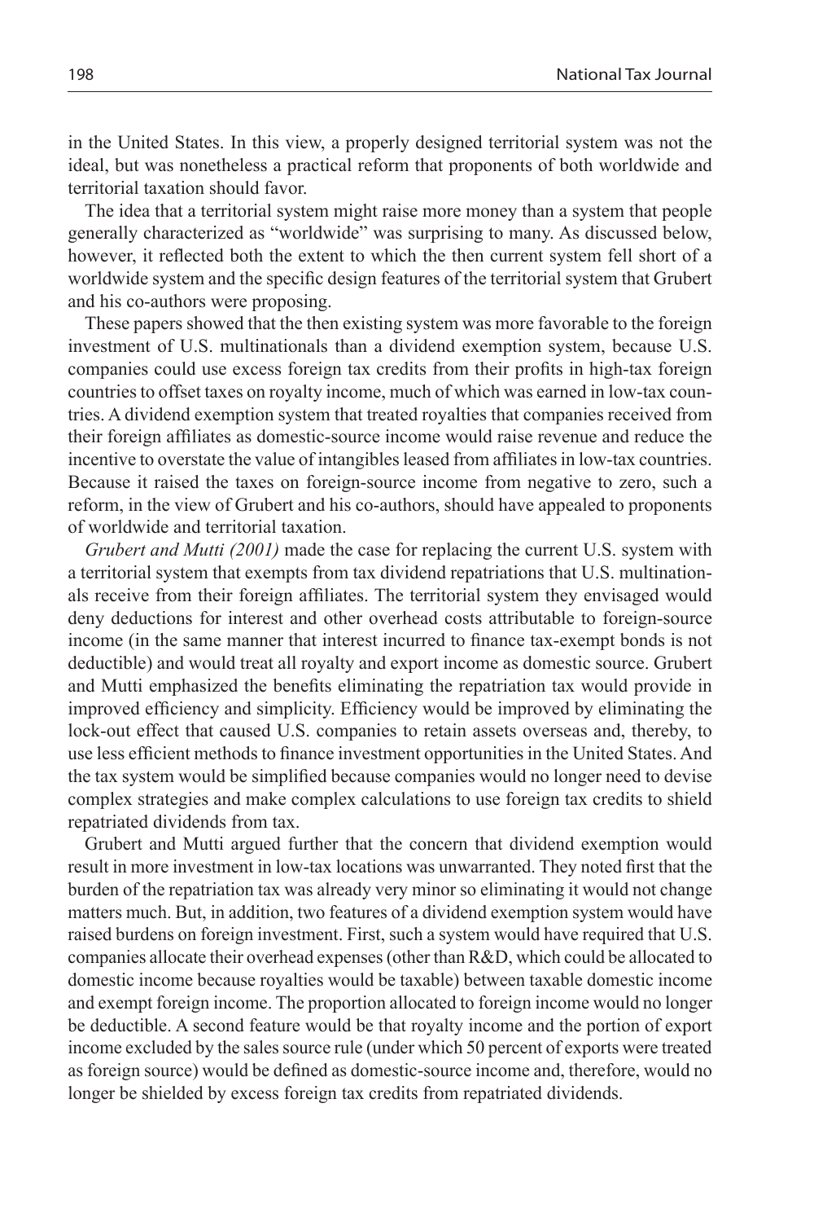in the United States. In this view, a properly designed territorial system was not the ideal, but was nonetheless a practical reform that proponents of both worldwide and territorial taxation should favor.

The idea that a territorial system might raise more money than a system that people generally characterized as "worldwide" was surprising to many. As discussed below, however, it reflected both the extent to which the then current system fell short of a worldwide system and the specific design features of the territorial system that Grubert and his co-authors were proposing.

These papers showed that the then existing system was more favorable to the foreign investment of U.S. multinationals than a dividend exemption system, because U.S. companies could use excess foreign tax credits from their profits in high-tax foreign countries to offset taxes on royalty income, much of which was earned in low-tax countries. A dividend exemption system that treated royalties that companies received from their foreign affiliates as domestic-source income would raise revenue and reduce the incentive to overstate the value of intangibles leased from affiliates in low-tax countries. Because it raised the taxes on foreign-source income from negative to zero, such a reform, in the view of Grubert and his co-authors, should have appealed to proponents of worldwide and territorial taxation.

*Grubert and Mutti (2001)* made the case for replacing the current U.S. system with a territorial system that exempts from tax dividend repatriations that U.S. multinationals receive from their foreign affiliates. The territorial system they envisaged would deny deductions for interest and other overhead costs attributable to foreign-source income (in the same manner that interest incurred to finance tax-exempt bonds is not deductible) and would treat all royalty and export income as domestic source. Grubert and Mutti emphasized the benefits eliminating the repatriation tax would provide in improved efficiency and simplicity. Efficiency would be improved by eliminating the lock-out effect that caused U.S. companies to retain assets overseas and, thereby, to use less efficient methods to finance investment opportunities in the United States. And the tax system would be simplified because companies would no longer need to devise complex strategies and make complex calculations to use foreign tax credits to shield repatriated dividends from tax.

Grubert and Mutti argued further that the concern that dividend exemption would result in more investment in low-tax locations was unwarranted. They noted first that the burden of the repatriation tax was already very minor so eliminating it would not change matters much. But, in addition, two features of a dividend exemption system would have raised burdens on foreign investment. First, such a system would have required that U.S. companies allocate their overhead expenses (other than R&D, which could be allocated to domestic income because royalties would be taxable) between taxable domestic income and exempt foreign income. The proportion allocated to foreign income would no longer be deductible. A second feature would be that royalty income and the portion of export income excluded by the sales source rule (under which 50 percent of exports were treated as foreign source) would be defined as domestic-source income and, therefore, would no longer be shielded by excess foreign tax credits from repatriated dividends.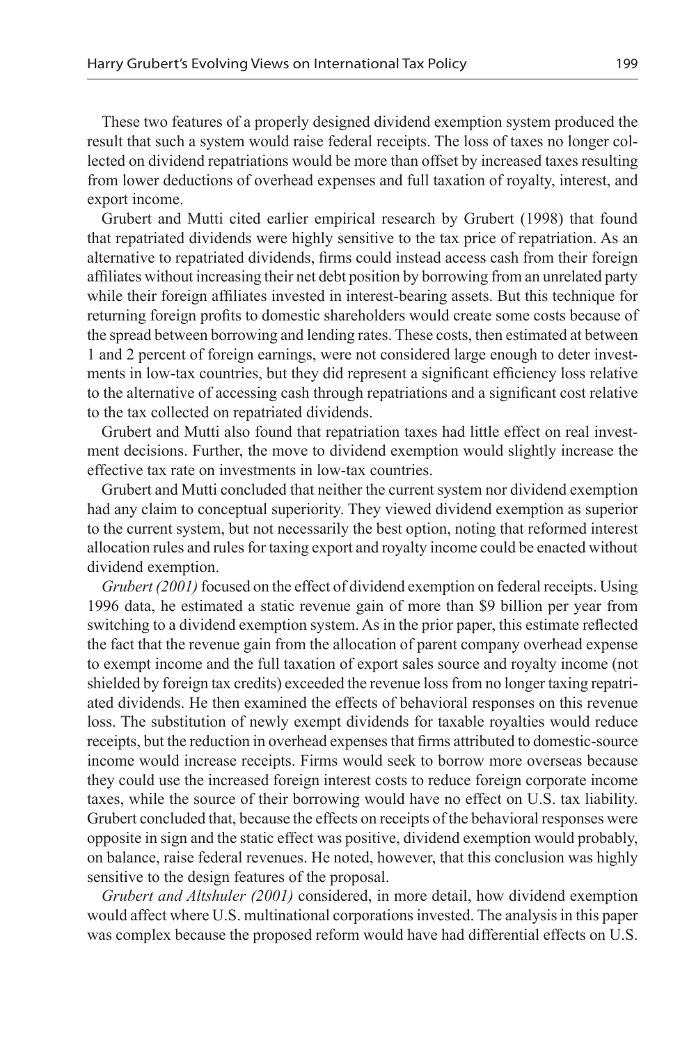These two features of a properly designed dividend exemption system produced the result that such a system would raise federal receipts. The loss of taxes no longer collected on dividend repatriations would be more than offset by increased taxes resulting from lower deductions of overhead expenses and full taxation of royalty, interest, and export income.

Grubert and Mutti cited earlier empirical research by Grubert (1998) that found that repatriated dividends were highly sensitive to the tax price of repatriation. As an alternative to repatriated dividends, firms could instead access cash from their foreign affiliates without increasing their net debt position by borrowing from an unrelated party while their foreign affiliates invested in interest-bearing assets. But this technique for returning foreign profits to domestic shareholders would create some costs because of the spread between borrowing and lending rates. These costs, then estimated at between 1 and 2 percent of foreign earnings, were not considered large enough to deter investments in low-tax countries, but they did represent a significant efficiency loss relative to the alternative of accessing cash through repatriations and a significant cost relative to the tax collected on repatriated dividends.

Grubert and Mutti also found that repatriation taxes had little effect on real investment decisions. Further, the move to dividend exemption would slightly increase the effective tax rate on investments in low-tax countries.

Grubert and Mutti concluded that neither the current system nor dividend exemption had any claim to conceptual superiority. They viewed dividend exemption as superior to the current system, but not necessarily the best option, noting that reformed interest allocation rules and rules for taxing export and royalty income could be enacted without dividend exemption.

*Grubert (2001)* focused on the effect of dividend exemption on federal receipts. Using 1996 data, he estimated a static revenue gain of more than $9 billion per year from switching to a dividend exemption system. As in the prior paper, this estimate reflected the fact that the revenue gain from the allocation of parent company overhead expense to exempt income and the full taxation of export sales source and royalty income (not shielded by foreign tax credits) exceeded the revenue loss from no longer taxing repatriated dividends. He then examined the effects of behavioral responses on this revenue loss. The substitution of newly exempt dividends for taxable royalties would reduce receipts, but the reduction in overhead expenses that firms attributed to domestic-source income would increase receipts. Firms would seek to borrow more overseas because they could use the increased foreign interest costs to reduce foreign corporate income taxes, while the source of their borrowing would have no effect on U.S. tax liability. Grubert concluded that, because the effects on receipts of the behavioral responses were opposite in sign and the static effect was positive, dividend exemption would probably, on balance, raise federal revenues. He noted, however, that this conclusion was highly sensitive to the design features of the proposal.

*Grubert and Altshuler (2001)* considered, in more detail, how dividend exemption would affect where U.S. multinational corporations invested. The analysis in this paper was complex because the proposed reform would have had differential effects on U.S.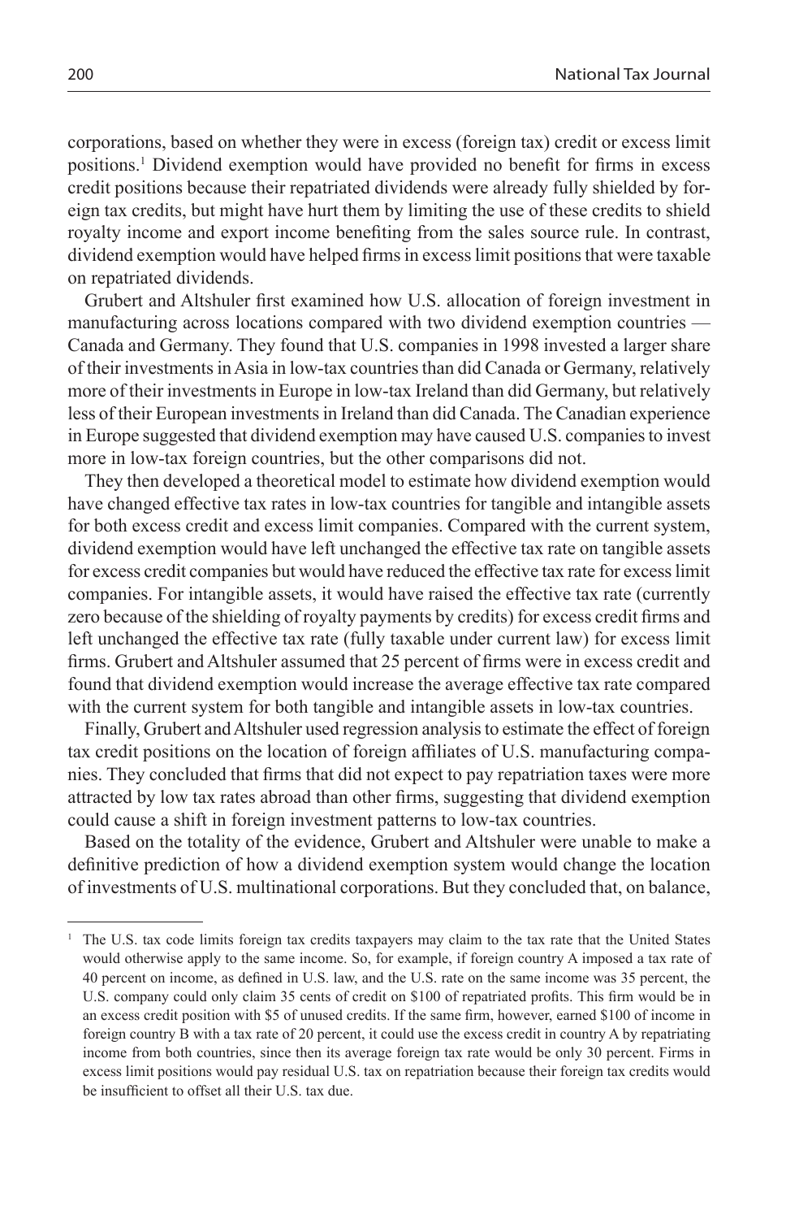corporations, based on whether they were in excess (foreign tax) credit or excess limit positions.[1] Dividend exemption would have provided no benefit for firms in excess credit positions because their repatriated dividends were already fully shielded by foreign tax credits, but might have hurt them by limiting the use of these credits to shield royalty income and export income benefiting from the sales source rule. In contrast, dividend exemption would have helped firms in excess limit positions that were taxable on repatriated dividends.

Grubert and Altshuler first examined how U.S. allocation of foreign investment in manufacturing across locations compared with two dividend exemption countries — Canada and Germany. They found that U.S. companies in 1998 invested a larger share of their investments in Asia in low-tax countries than did Canada or Germany, relatively more of their investments in Europe in low-tax Ireland than did Germany, but relatively less of their European investments in Ireland than did Canada. The Canadian experience in Europe suggested that dividend exemption may have caused U.S. companies to invest more in low-tax foreign countries, but the other comparisons did not.

They then developed a theoretical model to estimate how dividend exemption would have changed effective tax rates in low-tax countries for tangible and intangible assets for both excess credit and excess limit companies. Compared with the current system, dividend exemption would have left unchanged the effective tax rate on tangible assets for excess credit companies but would have reduced the effective tax rate for excess limit companies. For intangible assets, it would have raised the effective tax rate (currently zero because of the shielding of royalty payments by credits) for excess credit firms and left unchanged the effective tax rate (fully taxable under current law) for excess limit firms. Grubert and Altshuler assumed that 25 percent of firms were in excess credit and found that dividend exemption would increase the average effective tax rate compared with the current system for both tangible and intangible assets in low-tax countries.

Finally, Grubert and Altshuler used regression analysis to estimate the effect of foreign tax credit positions on the location of foreign affiliates of U.S. manufacturing companies. They concluded that firms that did not expect to pay repatriation taxes were more attracted by low tax rates abroad than other firms, suggesting that dividend exemption could cause a shift in foreign investment patterns to low-tax countries.

Based on the totality of the evidence, Grubert and Altshuler were unable to make a definitive prediction of how a dividend exemption system would change the location of investments of U.S. multinational corporations. But they concluded that, on balance,

[1] The U.S. tax code limits foreign tax credits taxpayers may claim to the tax rate that the United States would otherwise apply to the same income. So, for example, if foreign country A imposed a tax rate of 40 percent on income, as defined in U.S. law, and the U.S. rate on the same income was 35 percent, the U.S. company could only claim 35 cents of credit on $100 of repatriated profits. This firm would be in an excess credit position with $5 of unused credits. If the same firm, however, earned $100 of income in foreign country B with a tax rate of 20 percent, it could use the excess credit in country A by repatriating income from both countries, since then its average foreign tax rate would be only 30 percent. Firms in excess limit positions would pay residual U.S. tax on repatriation because their foreign tax credits would be insufficient to offset all their U.S. tax due.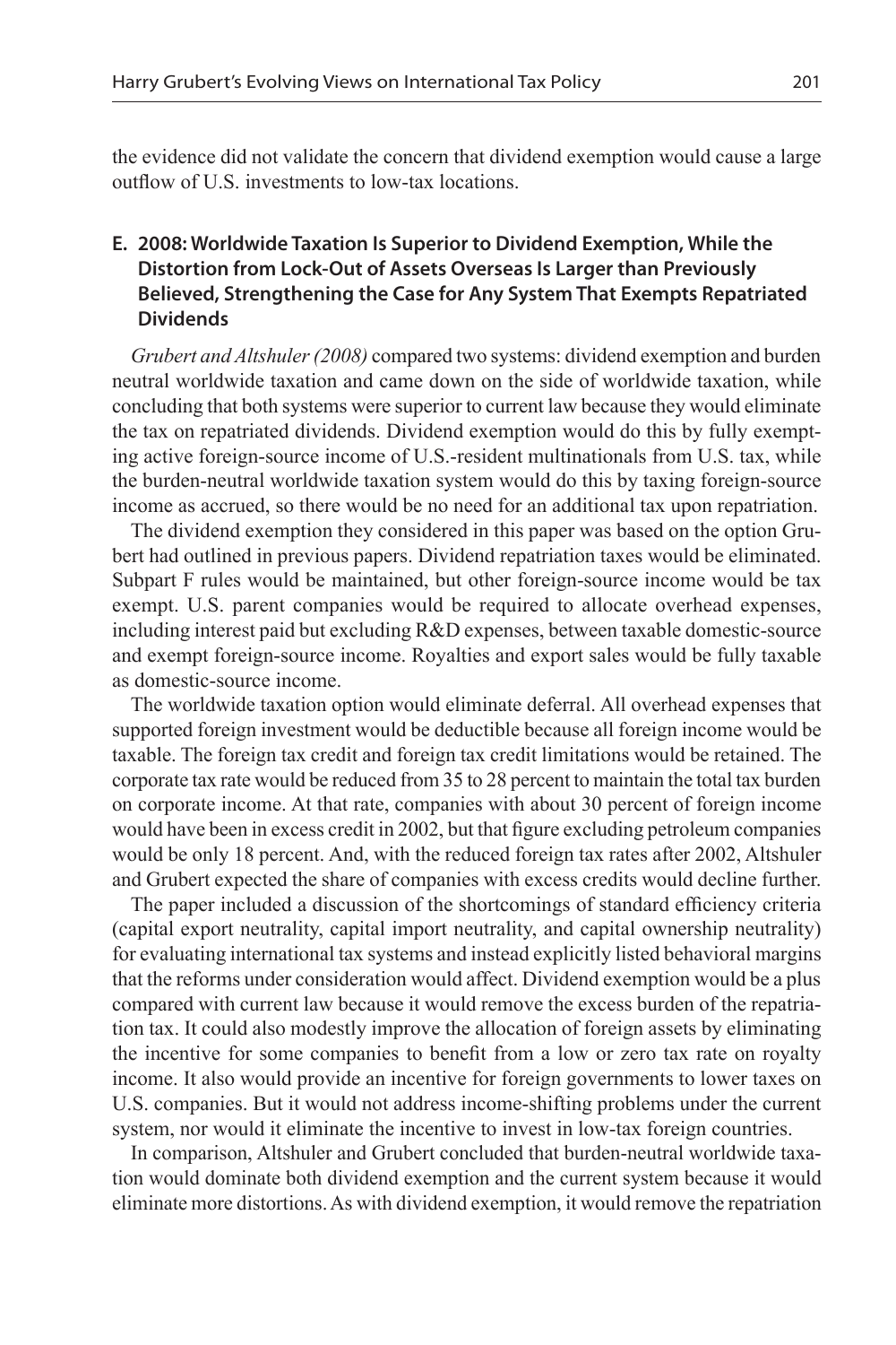the evidence did not validate the concern that dividend exemption would cause a large outflow of U.S. investments to low-tax locations.

### E. 2008: Worldwide Taxation Is Superior to Dividend Exemption, While the Distortion from Lock-Out of Assets Overseas Is Larger than Previously Believed, Strengthening the Case for Any System That Exempts Repatriated Dividends

*Grubert and Altshuler (2008)* compared two systems: dividend exemption and burden neutral worldwide taxation and came down on the side of worldwide taxation, while concluding that both systems were superior to current law because they would eliminate the tax on repatriated dividends. Dividend exemption would do this by fully exempting active foreign-source income of U.S.-resident multinationals from U.S. tax, while the burden-neutral worldwide taxation system would do this by taxing foreign-source income as accrued, so there would be no need for an additional tax upon repatriation.

The dividend exemption they considered in this paper was based on the option Grubert had outlined in previous papers. Dividend repatriation taxes would be eliminated. Subpart F rules would be maintained, but other foreign-source income would be tax exempt. U.S. parent companies would be required to allocate overhead expenses, including interest paid but excluding R&D expenses, between taxable domestic-source and exempt foreign-source income. Royalties and export sales would be fully taxable as domestic-source income.

The worldwide taxation option would eliminate deferral. All overhead expenses that supported foreign investment would be deductible because all foreign income would be taxable. The foreign tax credit and foreign tax credit limitations would be retained. The corporate tax rate would be reduced from 35 to 28 percent to maintain the total tax burden on corporate income. At that rate, companies with about 30 percent of foreign income would have been in excess credit in 2002, but that figure excluding petroleum companies would be only 18 percent. And, with the reduced foreign tax rates after 2002, Altshuler and Grubert expected the share of companies with excess credits would decline further.

The paper included a discussion of the shortcomings of standard efficiency criteria (capital export neutrality, capital import neutrality, and capital ownership neutrality) for evaluating international tax systems and instead explicitly listed behavioral margins that the reforms under consideration would affect. Dividend exemption would be a plus compared with current law because it would remove the excess burden of the repatriation tax. It could also modestly improve the allocation of foreign assets by eliminating the incentive for some companies to benefit from a low or zero tax rate on royalty income. It also would provide an incentive for foreign governments to lower taxes on U.S. companies. But it would not address income-shifting problems under the current system, nor would it eliminate the incentive to invest in low-tax foreign countries.

In comparison, Altshuler and Grubert concluded that burden-neutral worldwide taxation would dominate both dividend exemption and the current system because it would eliminate more distortions. As with dividend exemption, it would remove the repatriation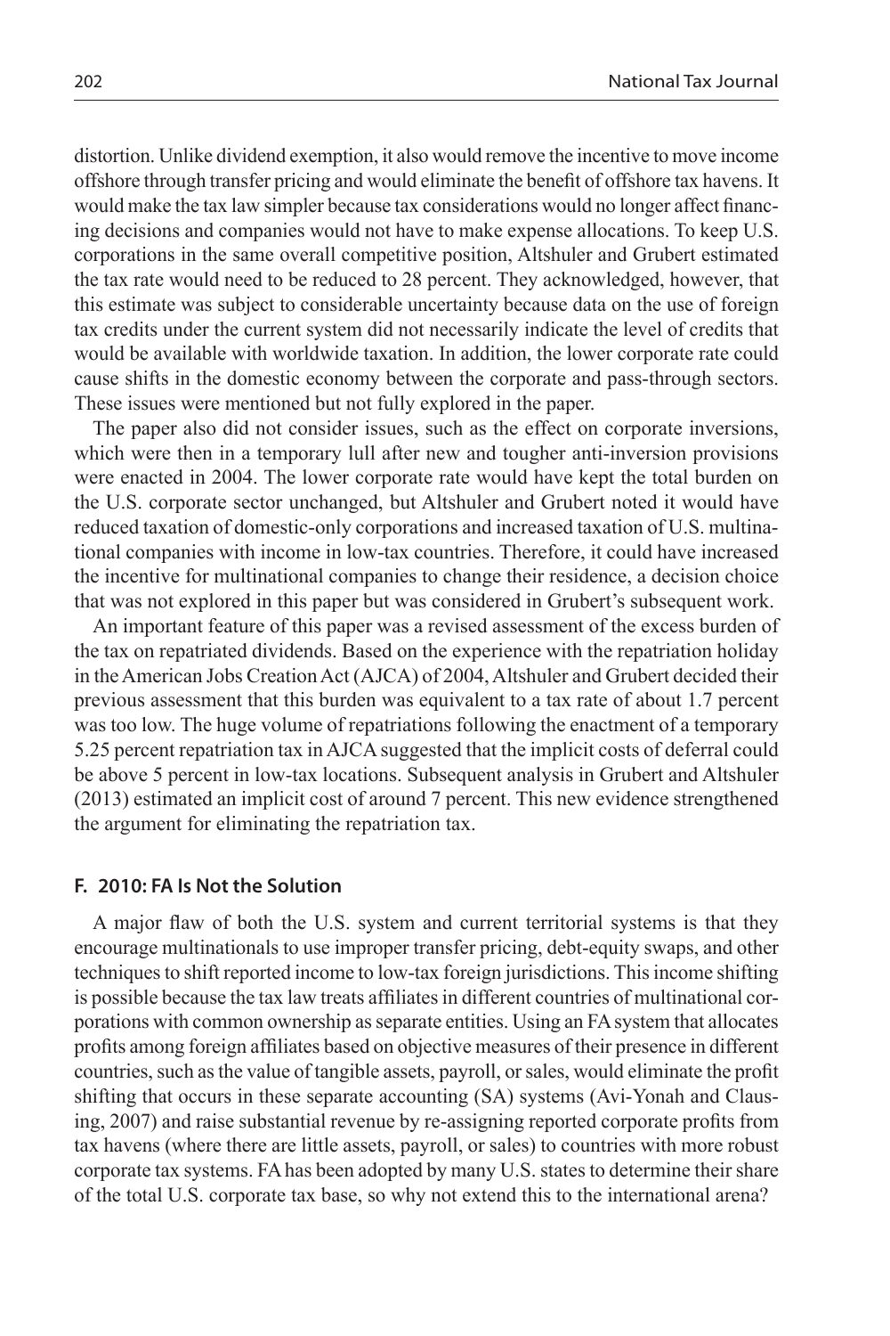distortion. Unlike dividend exemption, it also would remove the incentive to move income offshore through transfer pricing and would eliminate the benefit of offshore tax havens. It would make the tax law simpler because tax considerations would no longer affect financing decisions and companies would not have to make expense allocations. To keep U.S. corporations in the same overall competitive position, Altshuler and Grubert estimated the tax rate would need to be reduced to 28 percent. They acknowledged, however, that this estimate was subject to considerable uncertainty because data on the use of foreign tax credits under the current system did not necessarily indicate the level of credits that would be available with worldwide taxation. In addition, the lower corporate rate could cause shifts in the domestic economy between the corporate and pass-through sectors. These issues were mentioned but not fully explored in the paper.

The paper also did not consider issues, such as the effect on corporate inversions, which were then in a temporary lull after new and tougher anti-inversion provisions were enacted in 2004. The lower corporate rate would have kept the total burden on the U.S. corporate sector unchanged, but Altshuler and Grubert noted it would have reduced taxation of domestic-only corporations and increased taxation of U.S. multinational companies with income in low-tax countries. Therefore, it could have increased the incentive for multinational companies to change their residence, a decision choice that was not explored in this paper but was considered in Grubert's subsequent work.

An important feature of this paper was a revised assessment of the excess burden of the tax on repatriated dividends. Based on the experience with the repatriation holiday in the American Jobs Creation Act (AJCA) of 2004, Altshuler and Grubert decided their previous assessment that this burden was equivalent to a tax rate of about 1.7 percent was too low. The huge volume of repatriations following the enactment of a temporary 5.25 percent repatriation tax in AJCA suggested that the implicit costs of deferral could be above 5 percent in low-tax locations. Subsequent analysis in Grubert and Altshuler (2013) estimated an implicit cost of around 7 percent. This new evidence strengthened the argument for eliminating the repatriation tax.

### F. 2010: FA Is Not the Solution

A major flaw of both the U.S. system and current territorial systems is that they encourage multinationals to use improper transfer pricing, debt-equity swaps, and other techniques to shift reported income to low-tax foreign jurisdictions. This income shifting is possible because the tax law treats affiliates in different countries of multinational corporations with common ownership as separate entities. Using an FA system that allocates profits among foreign affiliates based on objective measures of their presence in different countries, such as the value of tangible assets, payroll, or sales, would eliminate the profit shifting that occurs in these separate accounting (SA) systems (Avi-Yonah and Clausing, 2007) and raise substantial revenue by re-assigning reported corporate profits from tax havens (where there are little assets, payroll, or sales) to countries with more robust corporate tax systems. FA has been adopted by many U.S. states to determine their share of the total U.S. corporate tax base, so why not extend this to the international arena?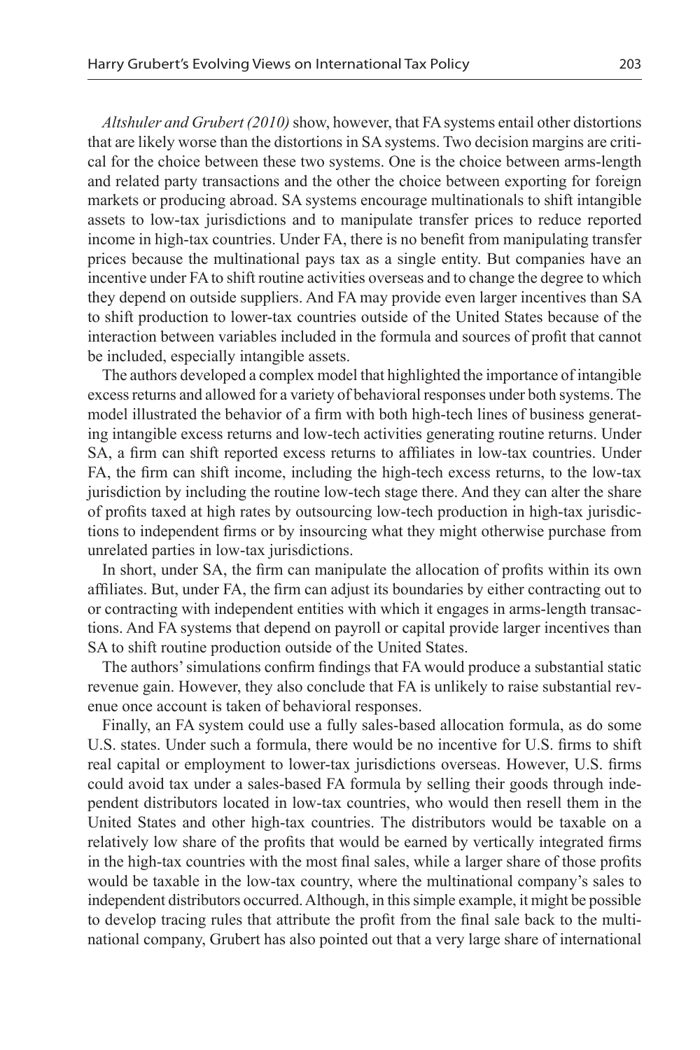*Altshuler and Grubert (2010)* show, however, that FA systems entail other distortions that are likely worse than the distortions in SA systems. Two decision margins are critical for the choice between these two systems. One is the choice between arms-length and related party transactions and the other the choice between exporting for foreign markets or producing abroad. SA systems encourage multinationals to shift intangible assets to low-tax jurisdictions and to manipulate transfer prices to reduce reported income in high-tax countries. Under FA, there is no benefit from manipulating transfer prices because the multinational pays tax as a single entity. But companies have an incentive under FA to shift routine activities overseas and to change the degree to which they depend on outside suppliers. And FA may provide even larger incentives than SA to shift production to lower-tax countries outside of the United States because of the interaction between variables included in the formula and sources of profit that cannot be included, especially intangible assets.

The authors developed a complex model that highlighted the importance of intangible excess returns and allowed for a variety of behavioral responses under both systems. The model illustrated the behavior of a firm with both high-tech lines of business generating intangible excess returns and low-tech activities generating routine returns. Under SA, a firm can shift reported excess returns to affiliates in low-tax countries. Under FA, the firm can shift income, including the high-tech excess returns, to the low-tax jurisdiction by including the routine low-tech stage there. And they can alter the share of profits taxed at high rates by outsourcing low-tech production in high-tax jurisdictions to independent firms or by insourcing what they might otherwise purchase from unrelated parties in low-tax jurisdictions.

In short, under SA, the firm can manipulate the allocation of profits within its own affiliates. But, under FA, the firm can adjust its boundaries by either contracting out to or contracting with independent entities with which it engages in arms-length transactions. And FA systems that depend on payroll or capital provide larger incentives than SA to shift routine production outside of the United States.

The authors' simulations confirm findings that FA would produce a substantial static revenue gain. However, they also conclude that FA is unlikely to raise substantial revenue once account is taken of behavioral responses.

Finally, an FA system could use a fully sales-based allocation formula, as do some U.S. states. Under such a formula, there would be no incentive for U.S. firms to shift real capital or employment to lower-tax jurisdictions overseas. However, U.S. firms could avoid tax under a sales-based FA formula by selling their goods through independent distributors located in low-tax countries, who would then resell them in the United States and other high-tax countries. The distributors would be taxable on a relatively low share of the profits that would be earned by vertically integrated firms in the high-tax countries with the most final sales, while a larger share of those profits would be taxable in the low-tax country, where the multinational company's sales to independent distributors occurred. Although, in this simple example, it might be possible to develop tracing rules that attribute the profit from the final sale back to the multinational company, Grubert has also pointed out that a very large share of international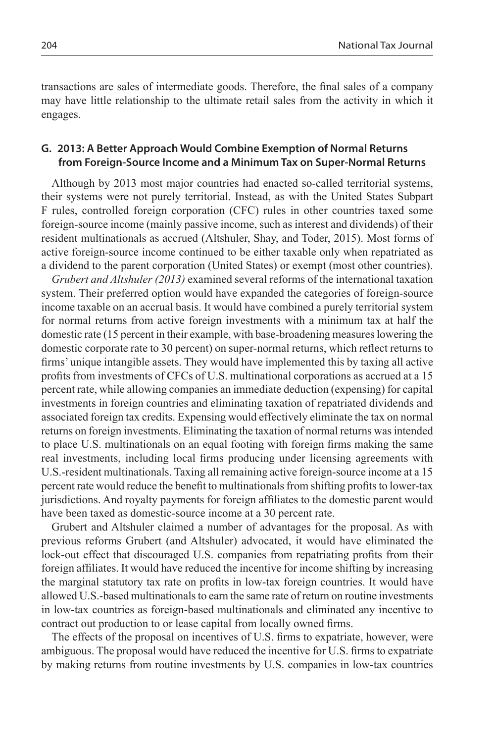transactions are sales of intermediate goods. Therefore, the final sales of a company may have little relationship to the ultimate retail sales from the activity in which it engages.

### G. 2013: A Better Approach Would Combine Exemption of Normal Returns from Foreign-Source Income and a Minimum Tax on Super-Normal Returns

Although by 2013 most major countries had enacted so-called territorial systems, their systems were not purely territorial. Instead, as with the United States Subpart F rules, controlled foreign corporation (CFC) rules in other countries taxed some foreign-source income (mainly passive income, such as interest and dividends) of their resident multinationals as accrued (Altshuler, Shay, and Toder, 2015). Most forms of active foreign-source income continued to be either taxable only when repatriated as a dividend to the parent corporation (United States) or exempt (most other countries).

*Grubert and Altshuler (2013)* examined several reforms of the international taxation system. Their preferred option would have expanded the categories of foreign-source income taxable on an accrual basis. It would have combined a purely territorial system for normal returns from active foreign investments with a minimum tax at half the domestic rate (15 percent in their example, with base-broadening measures lowering the domestic corporate rate to 30 percent) on super-normal returns, which reflect returns to firms' unique intangible assets. They would have implemented this by taxing all active profits from investments of CFCs of U.S. multinational corporations as accrued at a 15 percent rate, while allowing companies an immediate deduction (expensing) for capital investments in foreign countries and eliminating taxation of repatriated dividends and associated foreign tax credits. Expensing would effectively eliminate the tax on normal returns on foreign investments. Eliminating the taxation of normal returns was intended to place U.S. multinationals on an equal footing with foreign firms making the same real investments, including local firms producing under licensing agreements with U.S.-resident multinationals. Taxing all remaining active foreign-source income at a 15 percent rate would reduce the benefit to multinationals from shifting profits to lower-tax jurisdictions. And royalty payments for foreign affiliates to the domestic parent would have been taxed as domestic-source income at a 30 percent rate.

Grubert and Altshuler claimed a number of advantages for the proposal. As with previous reforms Grubert (and Altshuler) advocated, it would have eliminated the lock-out effect that discouraged U.S. companies from repatriating profits from their foreign affiliates. It would have reduced the incentive for income shifting by increasing the marginal statutory tax rate on profits in low-tax foreign countries. It would have allowed U.S.-based multinationals to earn the same rate of return on routine investments in low-tax countries as foreign-based multinationals and eliminated any incentive to contract out production to or lease capital from locally owned firms.

The effects of the proposal on incentives of U.S. firms to expatriate, however, were ambiguous. The proposal would have reduced the incentive for U.S. firms to expatriate by making returns from routine investments by U.S. companies in low-tax countries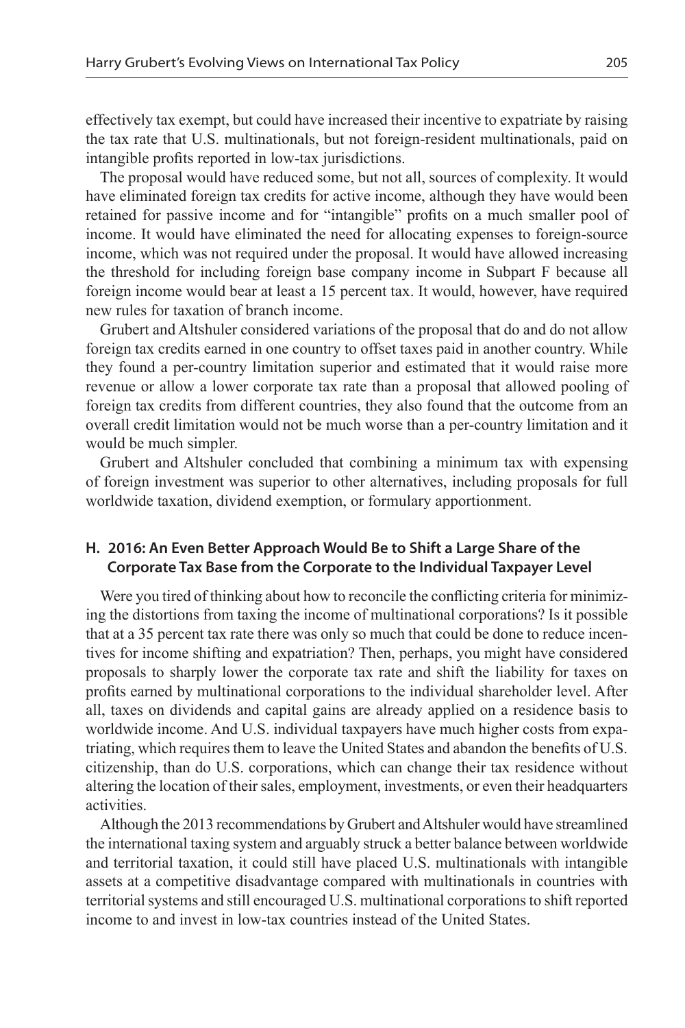effectively tax exempt, but could have increased their incentive to expatriate by raising the tax rate that U.S. multinationals, but not foreign-resident multinationals, paid on intangible profits reported in low-tax jurisdictions.

The proposal would have reduced some, but not all, sources of complexity. It would have eliminated foreign tax credits for active income, although they have would been retained for passive income and for "intangible" profits on a much smaller pool of income. It would have eliminated the need for allocating expenses to foreign-source income, which was not required under the proposal. It would have allowed increasing the threshold for including foreign base company income in Subpart F because all foreign income would bear at least a 15 percent tax. It would, however, have required new rules for taxation of branch income.

Grubert and Altshuler considered variations of the proposal that do and do not allow foreign tax credits earned in one country to offset taxes paid in another country. While they found a per-country limitation superior and estimated that it would raise more revenue or allow a lower corporate tax rate than a proposal that allowed pooling of foreign tax credits from different countries, they also found that the outcome from an overall credit limitation would not be much worse than a per-country limitation and it would be much simpler.

Grubert and Altshuler concluded that combining a minimum tax with expensing of foreign investment was superior to other alternatives, including proposals for full worldwide taxation, dividend exemption, or formulary apportionment.

### H. 2016: An Even Better Approach Would Be to Shift a Large Share of the Corporate Tax Base from the Corporate to the Individual Taxpayer Level

Were you tired of thinking about how to reconcile the conflicting criteria for minimizing the distortions from taxing the income of multinational corporations? Is it possible that at a 35 percent tax rate there was only so much that could be done to reduce incentives for income shifting and expatriation? Then, perhaps, you might have considered proposals to sharply lower the corporate tax rate and shift the liability for taxes on profits earned by multinational corporations to the individual shareholder level. After all, taxes on dividends and capital gains are already applied on a residence basis to worldwide income. And U.S. individual taxpayers have much higher costs from expatriating, which requires them to leave the United States and abandon the benefits of U.S. citizenship, than do U.S. corporations, which can change their tax residence without altering the location of their sales, employment, investments, or even their headquarters activities.

Although the 2013 recommendations by Grubert and Altshuler would have streamlined the international taxing system and arguably struck a better balance between worldwide and territorial taxation, it could still have placed U.S. multinationals with intangible assets at a competitive disadvantage compared with multinationals in countries with territorial systems and still encouraged U.S. multinational corporations to shift reported income to and invest in low-tax countries instead of the United States.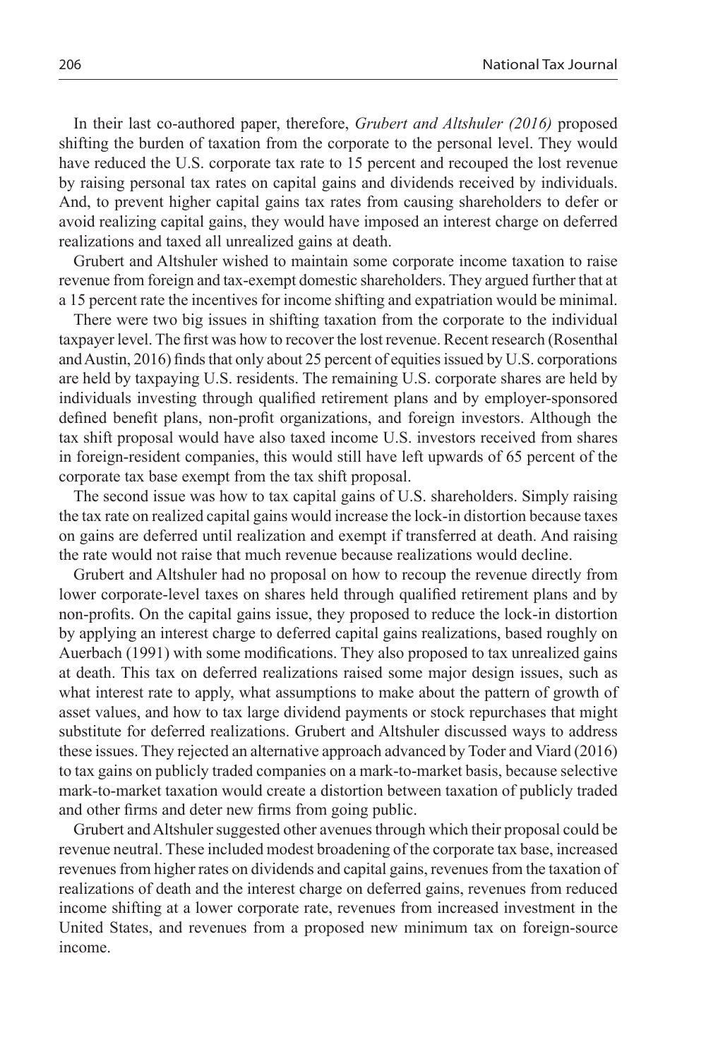In their last co-authored paper, therefore, *Grubert and Altshuler (2016)* proposed shifting the burden of taxation from the corporate to the personal level. They would have reduced the U.S. corporate tax rate to 15 percent and recouped the lost revenue by raising personal tax rates on capital gains and dividends received by individuals. And, to prevent higher capital gains tax rates from causing shareholders to defer or avoid realizing capital gains, they would have imposed an interest charge on deferred realizations and taxed all unrealized gains at death.

Grubert and Altshuler wished to maintain some corporate income taxation to raise revenue from foreign and tax-exempt domestic shareholders. They argued further that at a 15 percent rate the incentives for income shifting and expatriation would be minimal.

There were two big issues in shifting taxation from the corporate to the individual taxpayer level. The first was how to recover the lost revenue. Recent research (Rosenthal and Austin, 2016) finds that only about 25 percent of equities issued by U.S. corporations are held by taxpaying U.S. residents. The remaining U.S. corporate shares are held by individuals investing through qualified retirement plans and by employer-sponsored defined benefit plans, non-profit organizations, and foreign investors. Although the tax shift proposal would have also taxed income U.S. investors received from shares in foreign-resident companies, this would still have left upwards of 65 percent of the corporate tax base exempt from the tax shift proposal.

The second issue was how to tax capital gains of U.S. shareholders. Simply raising the tax rate on realized capital gains would increase the lock-in distortion because taxes on gains are deferred until realization and exempt if transferred at death. And raising the rate would not raise that much revenue because realizations would decline.

Grubert and Altshuler had no proposal on how to recoup the revenue directly from lower corporate-level taxes on shares held through qualified retirement plans and by non-profits. On the capital gains issue, they proposed to reduce the lock-in distortion by applying an interest charge to deferred capital gains realizations, based roughly on Auerbach (1991) with some modifications. They also proposed to tax unrealized gains at death. This tax on deferred realizations raised some major design issues, such as what interest rate to apply, what assumptions to make about the pattern of growth of asset values, and how to tax large dividend payments or stock repurchases that might substitute for deferred realizations. Grubert and Altshuler discussed ways to address these issues. They rejected an alternative approach advanced by Toder and Viard (2016) to tax gains on publicly traded companies on a mark-to-market basis, because selective mark-to-market taxation would create a distortion between taxation of publicly traded and other firms and deter new firms from going public.

Grubert and Altshuler suggested other avenues through which their proposal could be revenue neutral. These included modest broadening of the corporate tax base, increased revenues from higher rates on dividends and capital gains, revenues from the taxation of realizations of death and the interest charge on deferred gains, revenues from reduced income shifting at a lower corporate rate, revenues from increased investment in the United States, and revenues from a proposed new minimum tax on foreign-source income.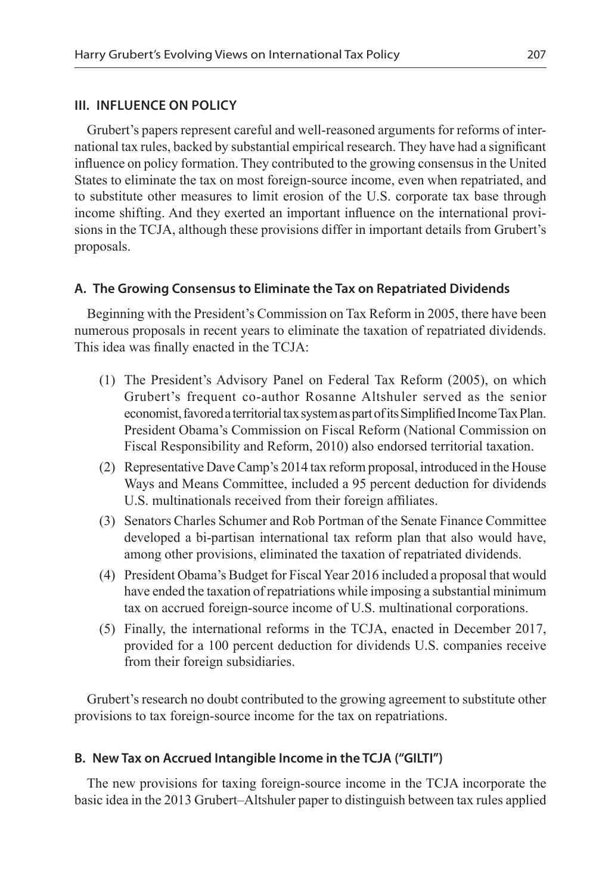## III. INFLUENCE ON POLICY

Grubert's papers represent careful and well-reasoned arguments for reforms of international tax rules, backed by substantial empirical research. They have had a significant influence on policy formation. They contributed to the growing consensus in the United States to eliminate the tax on most foreign-source income, even when repatriated, and to substitute other measures to limit erosion of the U.S. corporate tax base through income shifting. And they exerted an important influence on the international provisions in the TCJA, although these provisions differ in important details from Grubert's proposals.

### A. The Growing Consensus to Eliminate the Tax on Repatriated Dividends

Beginning with the President's Commission on Tax Reform in 2005, there have been numerous proposals in recent years to eliminate the taxation of repatriated dividends. This idea was finally enacted in the TCJA:

1. The President's Advisory Panel on Federal Tax Reform (2005), on which Grubert's frequent co-author Rosanne Altshuler served as the senior economist, favored a territorial tax system as part of its Simplified Income Tax Plan. President Obama's Commission on Fiscal Reform (National Commission on Fiscal Responsibility and Reform, 2010) also endorsed territorial taxation.
2. Representative Dave Camp's 2014 tax reform proposal, introduced in the House Ways and Means Committee, included a 95 percent deduction for dividends U.S. multinationals received from their foreign affiliates.
3. Senators Charles Schumer and Rob Portman of the Senate Finance Committee developed a bi-partisan international tax reform plan that also would have, among other provisions, eliminated the taxation of repatriated dividends.
4. President Obama's Budget for Fiscal Year 2016 included a proposal that would have ended the taxation of repatriations while imposing a substantial minimum tax on accrued foreign-source income of U.S. multinational corporations.
5. Finally, the international reforms in the TCJA, enacted in December 2017, provided for a 100 percent deduction for dividends U.S. companies receive from their foreign subsidiaries.

Grubert's research no doubt contributed to the growing agreement to substitute other provisions to tax foreign-source income for the tax on repatriations.

### B. New Tax on Accrued Intangible Income in the TCJA ("GILTI")

The new provisions for taxing foreign-source income in the TCJA incorporate the basic idea in the 2013 Grubert–Altshuler paper to distinguish between tax rules applied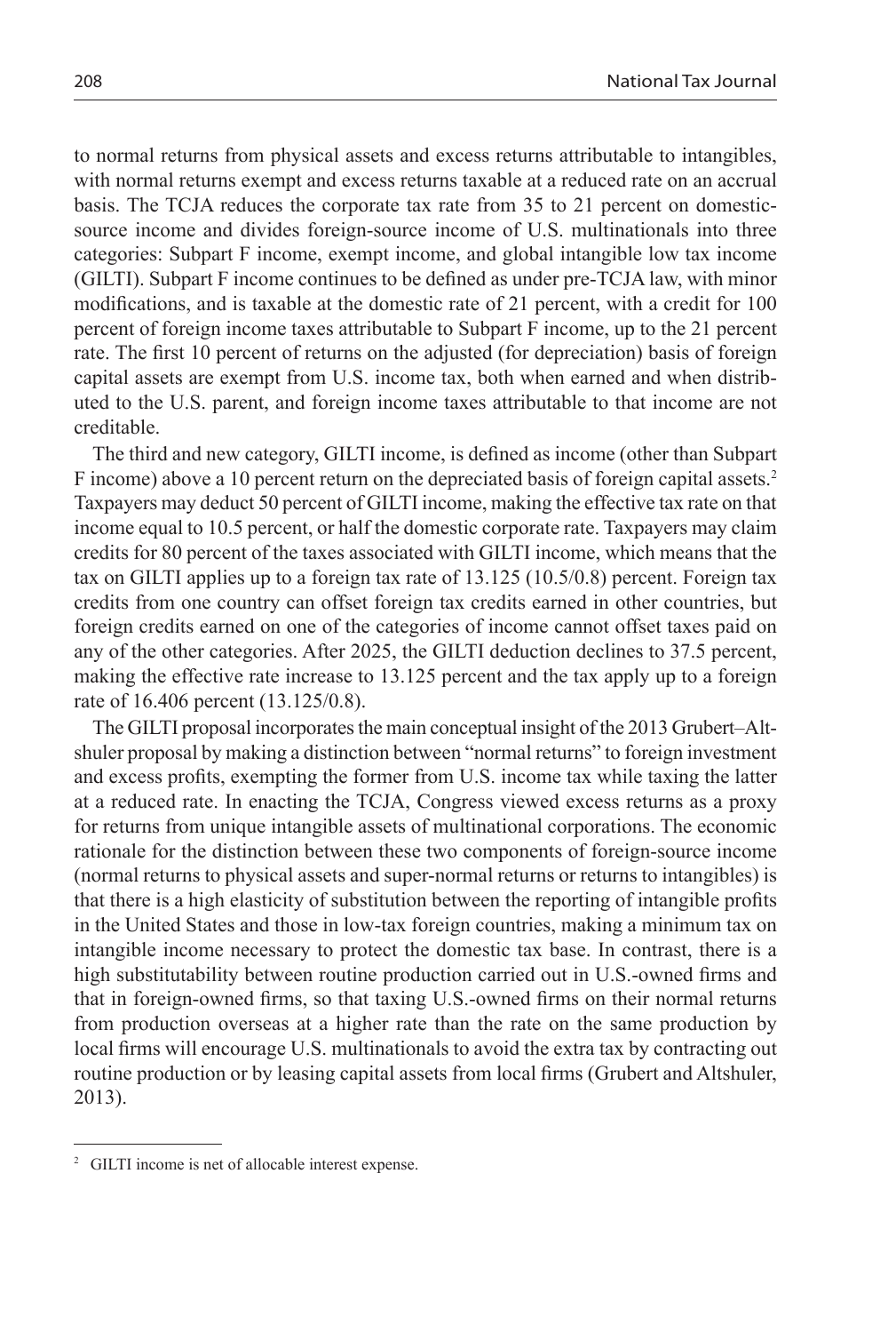to normal returns from physical assets and excess returns attributable to intangibles, with normal returns exempt and excess returns taxable at a reduced rate on an accrual basis. The TCJA reduces the corporate tax rate from 35 to 21 percent on domestic-source income and divides foreign-source income of U.S. multinationals into three categories: Subpart F income, exempt income, and global intangible low tax income (GILTI). Subpart F income continues to be defined as under pre-TCJA law, with minor modifications, and is taxable at the domestic rate of 21 percent, with a credit for 100 percent of foreign income taxes attributable to Subpart F income, up to the 21 percent rate. The first 10 percent of returns on the adjusted (for depreciation) basis of foreign capital assets are exempt from U.S. income tax, both when earned and when distributed to the U.S. parent, and foreign income taxes attributable to that income are not creditable.

The third and new category, GILTI income, is defined as income (other than Subpart F income) above a 10 percent return on the depreciated basis of foreign capital assets.[2] Taxpayers may deduct 50 percent of GILTI income, making the effective tax rate on that income equal to 10.5 percent, or half the domestic corporate rate. Taxpayers may claim credits for 80 percent of the taxes associated with GILTI income, which means that the tax on GILTI applies up to a foreign tax rate of 13.125 (10.5/0.8) percent. Foreign tax credits from one country can offset foreign tax credits earned in other countries, but foreign credits earned on one of the categories of income cannot offset taxes paid on any of the other categories. After 2025, the GILTI deduction declines to 37.5 percent, making the effective rate increase to 13.125 percent and the tax apply up to a foreign rate of 16.406 percent (13.125/0.8).

The GILTI proposal incorporates the main conceptual insight of the 2013 Grubert–Altshuler proposal by making a distinction between "normal returns" to foreign investment and excess profits, exempting the former from U.S. income tax while taxing the latter at a reduced rate. In enacting the TCJA, Congress viewed excess returns as a proxy for returns from unique intangible assets of multinational corporations. The economic rationale for the distinction between these two components of foreign-source income (normal returns to physical assets and super-normal returns or returns to intangibles) is that there is a high elasticity of substitution between the reporting of intangible profits in the United States and those in low-tax foreign countries, making a minimum tax on intangible income necessary to protect the domestic tax base. In contrast, there is a high substitutability between routine production carried out in U.S.-owned firms and that in foreign-owned firms, so that taxing U.S.-owned firms on their normal returns from production overseas at a higher rate than the rate on the same production by local firms will encourage U.S. multinationals to avoid the extra tax by contracting out routine production or by leasing capital assets from local firms (Grubert and Altshuler, 2013).

---

[2] GILTI income is net of allocable interest expense.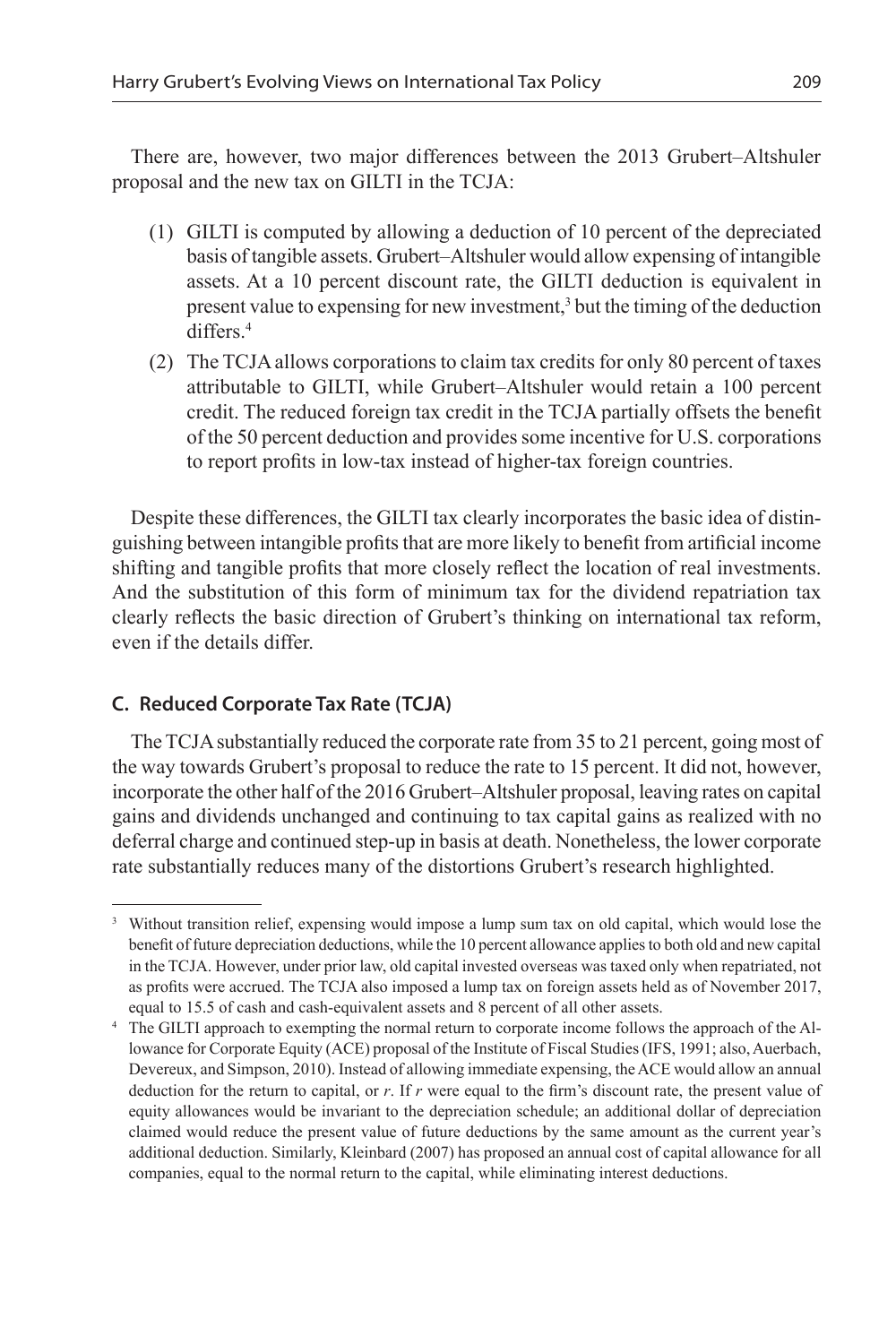There are, however, two major differences between the 2013 Grubert–Altshuler proposal and the new tax on GILTI in the TCJA:

1. GILTI is computed by allowing a deduction of 10 percent of the depreciated basis of tangible assets. Grubert–Altshuler would allow expensing of intangible assets. At a 10 percent discount rate, the GILTI deduction is equivalent in present value to expensing for new investment,[3] but the timing of the deduction differs.[4]
2. The TCJA allows corporations to claim tax credits for only 80 percent of taxes attributable to GILTI, while Grubert–Altshuler would retain a 100 percent credit. The reduced foreign tax credit in the TCJA partially offsets the benefit of the 50 percent deduction and provides some incentive for U.S. corporations to report profits in low-tax instead of higher-tax foreign countries.

Despite these differences, the GILTI tax clearly incorporates the basic idea of distinguishing between intangible profits that are more likely to benefit from artificial income shifting and tangible profits that more closely reflect the location of real investments. And the substitution of this form of minimum tax for the dividend repatriation tax clearly reflects the basic direction of Grubert's thinking on international tax reform, even if the details differ.

### C. Reduced Corporate Tax Rate (TCJA)

The TCJA substantially reduced the corporate rate from 35 to 21 percent, going most of the way towards Grubert's proposal to reduce the rate to 15 percent. It did not, however, incorporate the other half of the 2016 Grubert–Altshuler proposal, leaving rates on capital gains and dividends unchanged and continuing to tax capital gains as realized with no deferral charge and continued step-up in basis at death. Nonetheless, the lower corporate rate substantially reduces many of the distortions Grubert's research highlighted.

---

[3] Without transition relief, expensing would impose a lump sum tax on old capital, which would lose the benefit of future depreciation deductions, while the 10 percent allowance applies to both old and new capital in the TCJA. However, under prior law, old capital invested overseas was taxed only when repatriated, not as profits were accrued. The TCJA also imposed a lump tax on foreign assets held as of November 2017, equal to 15.5 of cash and cash-equivalent assets and 8 percent of all other assets.

[4] The GILTI approach to exempting the normal return to corporate income follows the approach of the Allowance for Corporate Equity (ACE) proposal of the Institute of Fiscal Studies (IFS, 1991; also, Auerbach, Devereux, and Simpson, 2010). Instead of allowing immediate expensing, the ACE would allow an annual deduction for the return to capital, or $r$. If $r$ were equal to the firm's discount rate, the present value of equity allowances would be invariant to the depreciation schedule; an additional dollar of depreciation claimed would reduce the present value of future deductions by the same amount as the current year's additional deduction. Similarly, Kleinbard (2007) has proposed an annual cost of capital allowance for all companies, equal to the normal return to the capital, while eliminating interest deductions.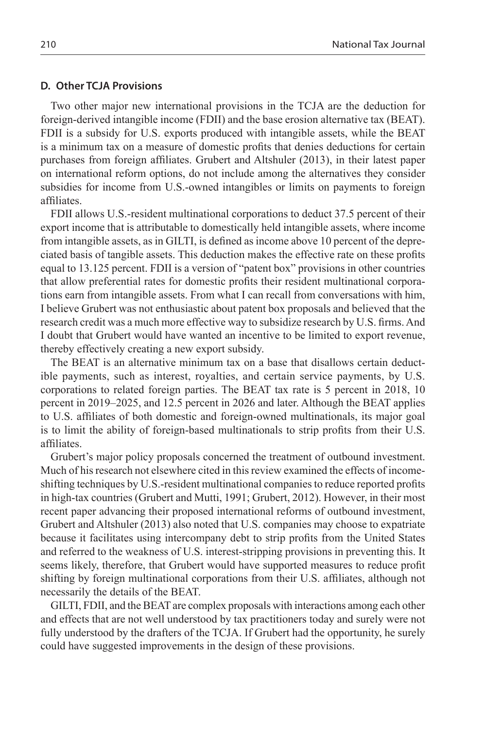### D. Other TCJA Provisions

Two other major new international provisions in the TCJA are the deduction for foreign-derived intangible income (FDII) and the base erosion alternative tax (BEAT). FDII is a subsidy for U.S. exports produced with intangible assets, while the BEAT is a minimum tax on a measure of domestic profits that denies deductions for certain purchases from foreign affiliates. Grubert and Altshuler (2013), in their latest paper on international reform options, do not include among the alternatives they consider subsidies for income from U.S.-owned intangibles or limits on payments to foreign affiliates.

FDII allows U.S.-resident multinational corporations to deduct 37.5 percent of their export income that is attributable to domestically held intangible assets, where income from intangible assets, as in GILTI, is defined as income above 10 percent of the depreciated basis of tangible assets. This deduction makes the effective rate on these profits equal to 13.125 percent. FDII is a version of "patent box" provisions in other countries that allow preferential rates for domestic profits their resident multinational corporations earn from intangible assets. From what I can recall from conversations with him, I believe Grubert was not enthusiastic about patent box proposals and believed that the research credit was a much more effective way to subsidize research by U.S. firms. And I doubt that Grubert would have wanted an incentive to be limited to export revenue, thereby effectively creating a new export subsidy.

The BEAT is an alternative minimum tax on a base that disallows certain deductible payments, such as interest, royalties, and certain service payments, by U.S. corporations to related foreign parties. The BEAT tax rate is 5 percent in 2018, 10 percent in 2019–2025, and 12.5 percent in 2026 and later. Although the BEAT applies to U.S. affiliates of both domestic and foreign-owned multinationals, its major goal is to limit the ability of foreign-based multinationals to strip profits from their U.S. affiliates.

Grubert's major policy proposals concerned the treatment of outbound investment. Much of his research not elsewhere cited in this review examined the effects of income-shifting techniques by U.S.-resident multinational companies to reduce reported profits in high-tax countries (Grubert and Mutti, 1991; Grubert, 2012). However, in their most recent paper advancing their proposed international reforms of outbound investment, Grubert and Altshuler (2013) also noted that U.S. companies may choose to expatriate because it facilitates using intercompany debt to strip profits from the United States and referred to the weakness of U.S. interest-stripping provisions in preventing this. It seems likely, therefore, that Grubert would have supported measures to reduce profit shifting by foreign multinational corporations from their U.S. affiliates, although not necessarily the details of the BEAT.

GILTI, FDII, and the BEAT are complex proposals with interactions among each other and effects that are not well understood by tax practitioners today and surely were not fully understood by the drafters of the TCJA. If Grubert had the opportunity, he surely could have suggested improvements in the design of these provisions.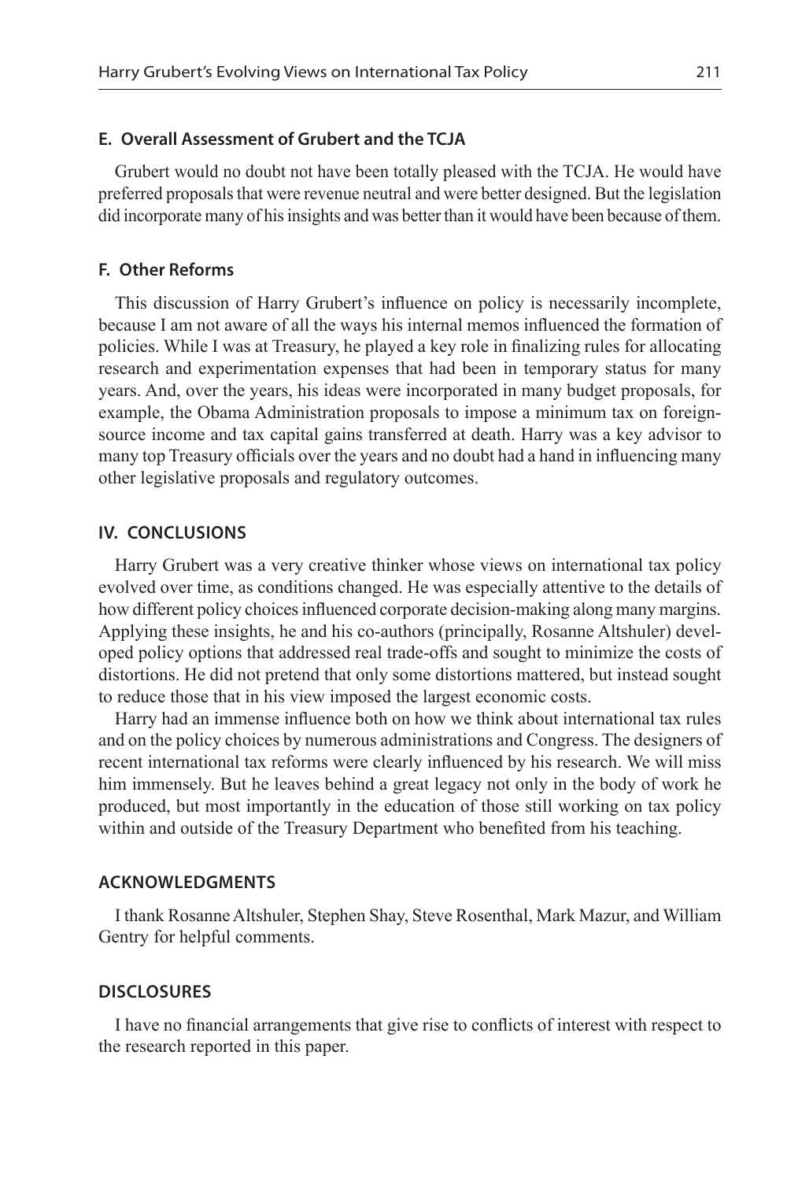### E. Overall Assessment of Grubert and the TCJA

Grubert would no doubt not have been totally pleased with the TCJA. He would have preferred proposals that were revenue neutral and were better designed. But the legislation did incorporate many of his insights and was better than it would have been because of them.

### F. Other Reforms

This discussion of Harry Grubert's influence on policy is necessarily incomplete, because I am not aware of all the ways his internal memos influenced the formation of policies. While I was at Treasury, he played a key role in finalizing rules for allocating research and experimentation expenses that had been in temporary status for many years. And, over the years, his ideas were incorporated in many budget proposals, for example, the Obama Administration proposals to impose a minimum tax on foreign-source income and tax capital gains transferred at death. Harry was a key advisor to many top Treasury officials over the years and no doubt had a hand in influencing many other legislative proposals and regulatory outcomes.

## IV. CONCLUSIONS

Harry Grubert was a very creative thinker whose views on international tax policy evolved over time, as conditions changed. He was especially attentive to the details of how different policy choices influenced corporate decision-making along many margins. Applying these insights, he and his co-authors (principally, Rosanne Altshuler) developed policy options that addressed real trade-offs and sought to minimize the costs of distortions. He did not pretend that only some distortions mattered, but instead sought to reduce those that in his view imposed the largest economic costs.

Harry had an immense influence both on how we think about international tax rules and on the policy choices by numerous administrations and Congress. The designers of recent international tax reforms were clearly influenced by his research. We will miss him immensely. But he leaves behind a great legacy not only in the body of work he produced, but most importantly in the education of those still working on tax policy within and outside of the Treasury Department who benefited from his teaching.

## ACKNOWLEDGMENTS

I thank Rosanne Altshuler, Stephen Shay, Steve Rosenthal, Mark Mazur, and William Gentry for helpful comments.

## DISCLOSURES

I have no financial arrangements that give rise to conflicts of interest with respect to the research reported in this paper.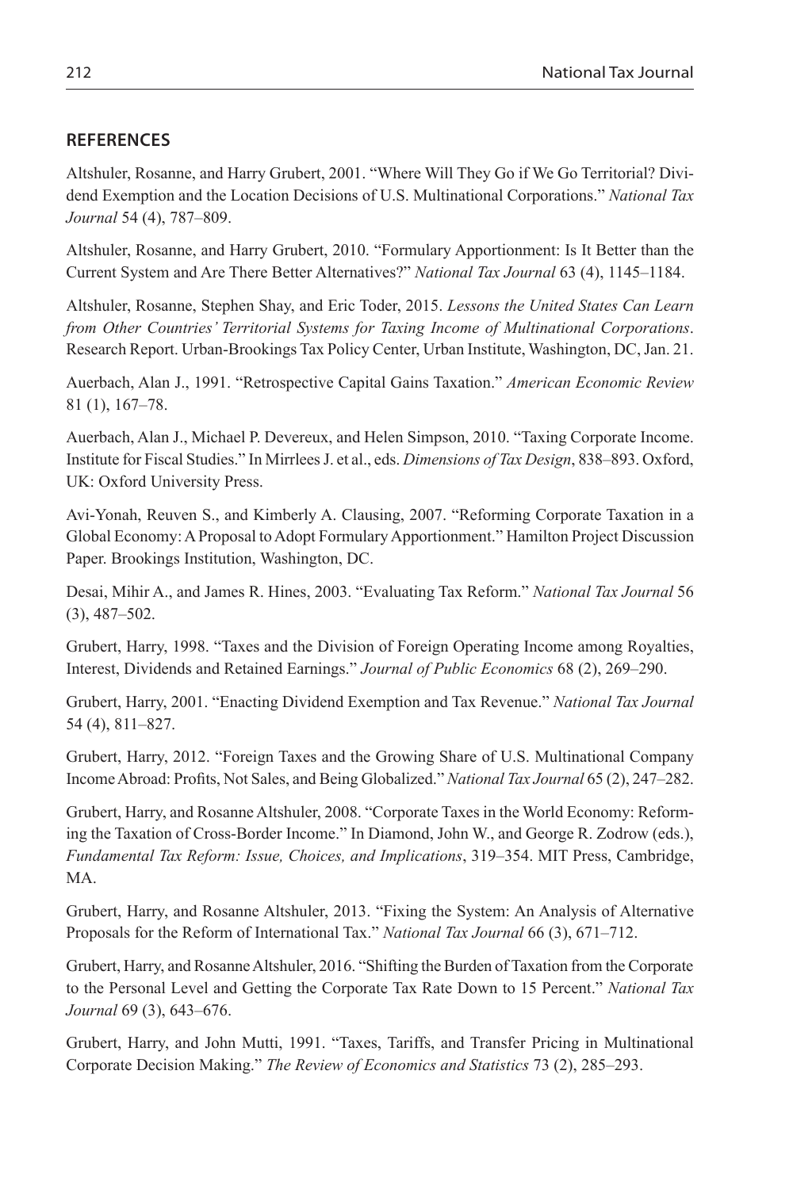## REFERENCES

Altshuler, Rosanne, and Harry Grubert, 2001. "Where Will They Go if We Go Territorial? Dividend Exemption and the Location Decisions of U.S. Multinational Corporations." *National Tax Journal* 54 (4), 787–809.

Altshuler, Rosanne, and Harry Grubert, 2010. "Formulary Apportionment: Is It Better than the Current System and Are There Better Alternatives?" *National Tax Journal* 63 (4), 1145–1184.

Altshuler, Rosanne, Stephen Shay, and Eric Toder, 2015. *Lessons the United States Can Learn from Other Countries' Territorial Systems for Taxing Income of Multinational Corporations*. Research Report. Urban-Brookings Tax Policy Center, Urban Institute, Washington, DC, Jan. 21.

Auerbach, Alan J., 1991. "Retrospective Capital Gains Taxation." *American Economic Review* 81 (1), 167–78.

Auerbach, Alan J., Michael P. Devereux, and Helen Simpson, 2010. "Taxing Corporate Income. Institute for Fiscal Studies." In Mirrlees J. et al., eds. *Dimensions of Tax Design*, 838–893. Oxford, UK: Oxford University Press.

Avi-Yonah, Reuven S., and Kimberly A. Clausing, 2007. "Reforming Corporate Taxation in a Global Economy: A Proposal to Adopt Formulary Apportionment." Hamilton Project Discussion Paper. Brookings Institution, Washington, DC.

Desai, Mihir A., and James R. Hines, 2003. "Evaluating Tax Reform." *National Tax Journal* 56 (3), 487–502.

Grubert, Harry, 1998. "Taxes and the Division of Foreign Operating Income among Royalties, Interest, Dividends and Retained Earnings." *Journal of Public Economics* 68 (2), 269–290.

Grubert, Harry, 2001. "Enacting Dividend Exemption and Tax Revenue." *National Tax Journal* 54 (4), 811–827.

Grubert, Harry, 2012. "Foreign Taxes and the Growing Share of U.S. Multinational Company Income Abroad: Profits, Not Sales, and Being Globalized." *National Tax Journal* 65 (2), 247–282.

Grubert, Harry, and Rosanne Altshuler, 2008. "Corporate Taxes in the World Economy: Reforming the Taxation of Cross-Border Income." In Diamond, John W., and George R. Zodrow (eds.), *Fundamental Tax Reform: Issue, Choices, and Implications*, 319–354. MIT Press, Cambridge, MA.

Grubert, Harry, and Rosanne Altshuler, 2013. "Fixing the System: An Analysis of Alternative Proposals for the Reform of International Tax." *National Tax Journal* 66 (3), 671–712.

Grubert, Harry, and Rosanne Altshuler, 2016. "Shifting the Burden of Taxation from the Corporate to the Personal Level and Getting the Corporate Tax Rate Down to 15 Percent." *National Tax Journal* 69 (3), 643–676.

Grubert, Harry, and John Mutti, 1991. "Taxes, Tariffs, and Transfer Pricing in Multinational Corporate Decision Making." *The Review of Economics and Statistics* 73 (2), 285–293.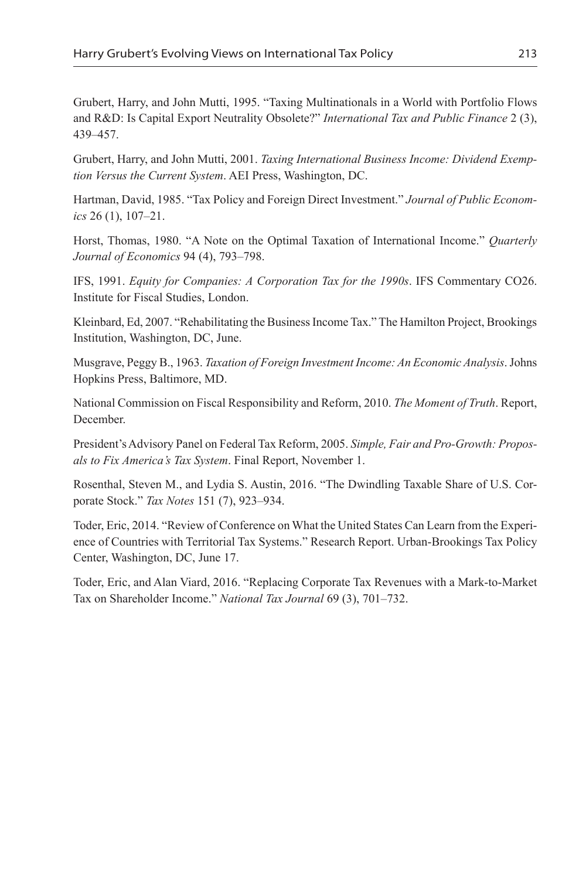Grubert, Harry, and John Mutti, 1995. "Taxing Multinationals in a World with Portfolio Flows and R&D: Is Capital Export Neutrality Obsolete?" *International Tax and Public Finance* 2 (3), 439–457.

Grubert, Harry, and John Mutti, 2001. *Taxing International Business Income: Dividend Exemption Versus the Current System*. AEI Press, Washington, DC.

Hartman, David, 1985. "Tax Policy and Foreign Direct Investment." *Journal of Public Economics* 26 (1), 107–21.

Horst, Thomas, 1980. "A Note on the Optimal Taxation of International Income." *Quarterly Journal of Economics* 94 (4), 793–798.

IFS, 1991. *Equity for Companies: A Corporation Tax for the 1990s*. IFS Commentary CO26. Institute for Fiscal Studies, London.

Kleinbard, Ed, 2007. "Rehabilitating the Business Income Tax." The Hamilton Project, Brookings Institution, Washington, DC, June.

Musgrave, Peggy B., 1963. *Taxation of Foreign Investment Income: An Economic Analysis*. Johns Hopkins Press, Baltimore, MD.

National Commission on Fiscal Responsibility and Reform, 2010. *The Moment of Truth*. Report, December.

President's Advisory Panel on Federal Tax Reform, 2005. *Simple, Fair and Pro-Growth: Proposals to Fix America's Tax System*. Final Report, November 1.

Rosenthal, Steven M., and Lydia S. Austin, 2016. "The Dwindling Taxable Share of U.S. Corporate Stock." *Tax Notes* 151 (7), 923–934.

Toder, Eric, 2014. "Review of Conference on What the United States Can Learn from the Experience of Countries with Territorial Tax Systems." Research Report. Urban-Brookings Tax Policy Center, Washington, DC, June 17.

Toder, Eric, and Alan Viard, 2016. "Replacing Corporate Tax Revenues with a Mark-to-Market Tax on Shareholder Income." *National Tax Journal* 69 (3), 701–732.